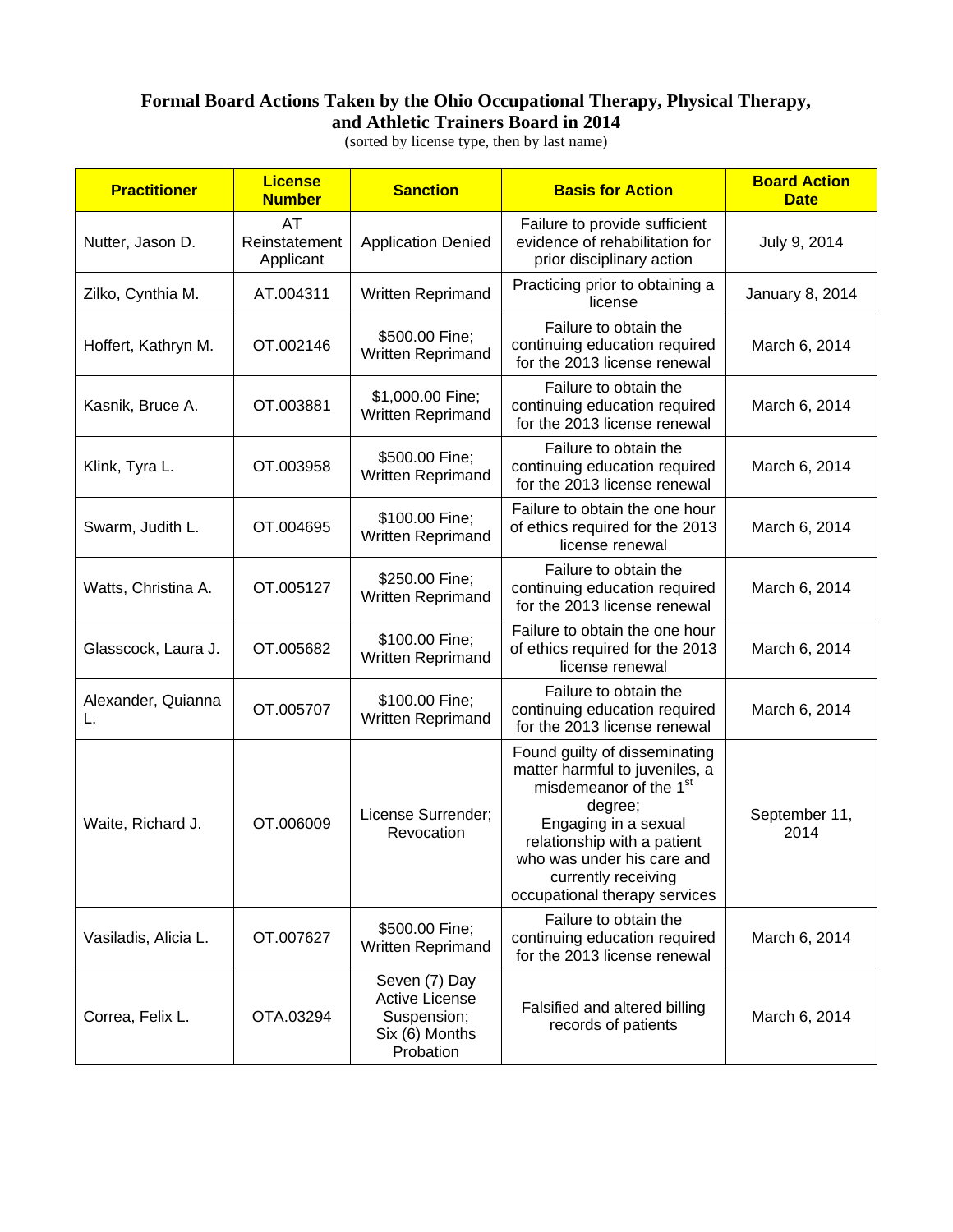**Formal Board Actions Taken by the Ohio Occupational Therapy, Physical Therapy, and Athletic Trainers Board in 2014**

(sorted by license type, then by last name)

| Practitioner | License Number | Sanction | Basis for Action | Board Action Date |
|---|---|---|---|---|
| Nutter, Jason D. | AT Reinstatement Applicant | Application Denied | Failure to provide sufficient evidence of rehabilitation for prior disciplinary action | July 9, 2014 |
| Zilko, Cynthia M. | AT.004311 | Written Reprimand | Practicing prior to obtaining a license | January 8, 2014 |
| Hoffert, Kathryn M. | OT.002146 | $500.00 Fine; Written Reprimand | Failure to obtain the continuing education required for the 2013 license renewal | March 6, 2014 |
| Kasnik, Bruce A. | OT.003881 | $1,000.00 Fine; Written Reprimand | Failure to obtain the continuing education required for the 2013 license renewal | March 6, 2014 |
| Klink, Tyra L. | OT.003958 | $500.00 Fine; Written Reprimand | Failure to obtain the continuing education required for the 2013 license renewal | March 6, 2014 |
| Swarm, Judith L. | OT.004695 | $100.00 Fine; Written Reprimand | Failure to obtain the one hour of ethics required for the 2013 license renewal | March 6, 2014 |
| Watts, Christina A. | OT.005127 | $250.00 Fine; Written Reprimand | Failure to obtain the continuing education required for the 2013 license renewal | March 6, 2014 |
| Glasscock, Laura J. | OT.005682 | $100.00 Fine; Written Reprimand | Failure to obtain the one hour of ethics required for the 2013 license renewal | March 6, 2014 |
| Alexander, Quianna L. | OT.005707 | $100.00 Fine; Written Reprimand | Failure to obtain the continuing education required for the 2013 license renewal | March 6, 2014 |
| Waite, Richard J. | OT.006009 | License Surrender; Revocation | Found guilty of disseminating matter harmful to juveniles, a misdemeanor of the 1st degree; Engaging in a sexual relationship with a patient who was under his care and currently receiving occupational therapy services | September 11, 2014 |
| Vasiladis, Alicia L. | OT.007627 | $500.00 Fine; Written Reprimand | Failure to obtain the continuing education required for the 2013 license renewal | March 6, 2014 |
| Correa, Felix L. | OTA.03294 | Seven (7) Day Active License Suspension; Six (6) Months Probation | Falsified and altered billing records of patients | March 6, 2014 |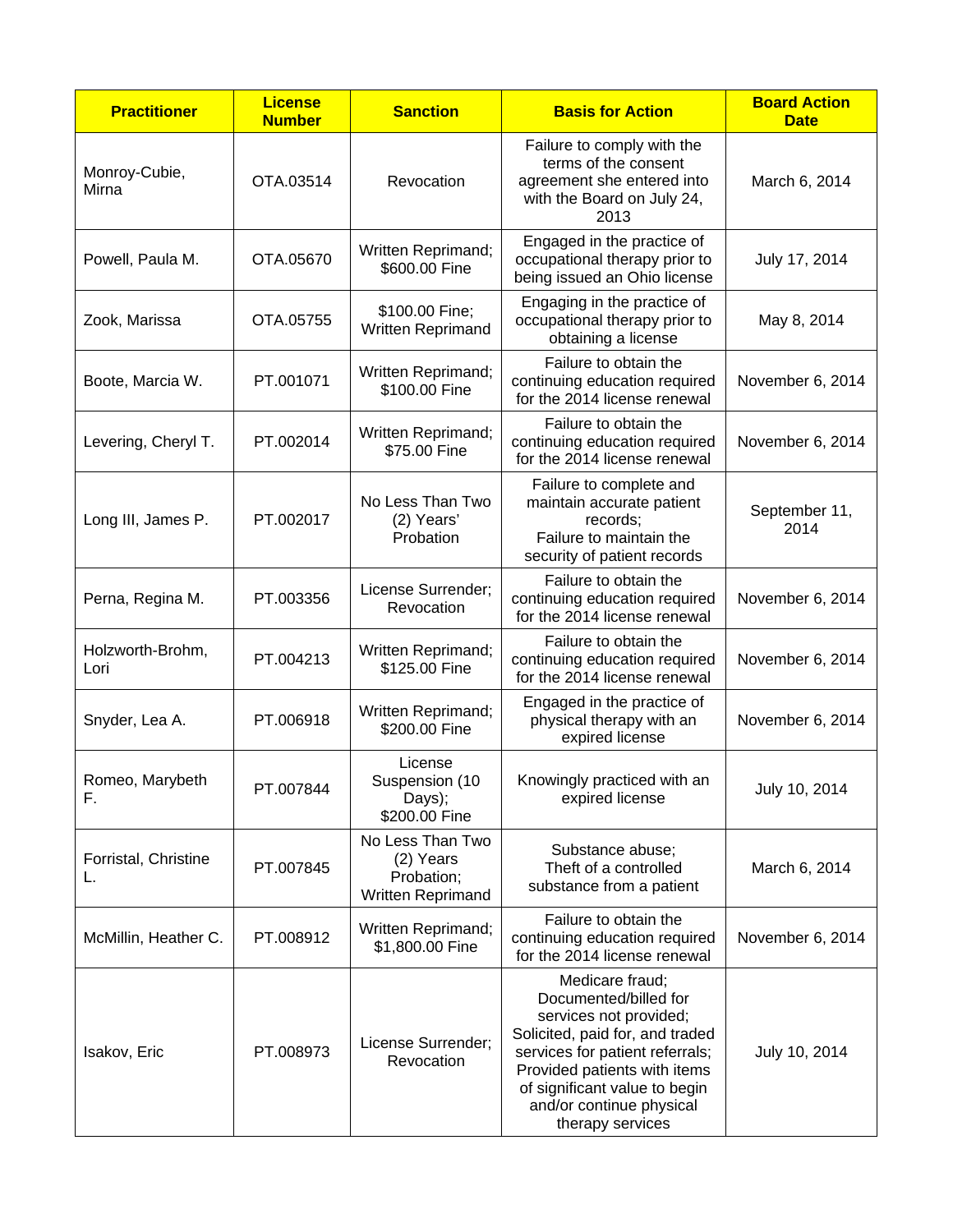| Practitioner | License Number | Sanction | Basis for Action | Board Action Date |
| --- | --- | --- | --- | --- |
| Monroy-Cubie, Mirna | OTA.03514 | Revocation | Failure to comply with the terms of the consent agreement she entered into with the Board on July 24, 2013 | March 6, 2014 |
| Powell, Paula M. | OTA.05670 | Written Reprimand; $600.00 Fine | Engaged in the practice of occupational therapy prior to being issued an Ohio license | July 17, 2014 |
| Zook, Marissa | OTA.05755 | $100.00 Fine; Written Reprimand | Engaging in the practice of occupational therapy prior to obtaining a license | May 8, 2014 |
| Boote, Marcia W. | PT.001071 | Written Reprimand; $100.00 Fine | Failure to obtain the continuing education required for the 2014 license renewal | November 6, 2014 |
| Levering, Cheryl T. | PT.002014 | Written Reprimand; $75.00 Fine | Failure to obtain the continuing education required for the 2014 license renewal | November 6, 2014 |
| Long III, James P. | PT.002017 | No Less Than Two (2) Years' Probation | Failure to complete and maintain accurate patient records; Failure to maintain the security of patient records | September 11, 2014 |
| Perna, Regina M. | PT.003356 | License Surrender; Revocation | Failure to obtain the continuing education required for the 2014 license renewal | November 6, 2014 |
| Holzworth-Brohm, Lori | PT.004213 | Written Reprimand; $125.00 Fine | Failure to obtain the continuing education required for the 2014 license renewal | November 6, 2014 |
| Snyder, Lea A. | PT.006918 | Written Reprimand; $200.00 Fine | Engaged in the practice of physical therapy with an expired license | November 6, 2014 |
| Romeo, Marybeth F. | PT.007844 | License Suspension (10 Days); $200.00 Fine | Knowingly practiced with an expired license | July 10, 2014 |
| Forristal, Christine L. | PT.007845 | No Less Than Two (2) Years Probation; Written Reprimand | Substance abuse; Theft of a controlled substance from a patient | March 6, 2014 |
| McMillin, Heather C. | PT.008912 | Written Reprimand; $1,800.00 Fine | Failure to obtain the continuing education required for the 2014 license renewal | November 6, 2014 |
| Isakov, Eric | PT.008973 | License Surrender; Revocation | Medicare fraud; Documented/billed for services not provided; Solicited, paid for, and traded services for patient referrals; Provided patients with items of significant value to begin and/or continue physical therapy services | July 10, 2014 |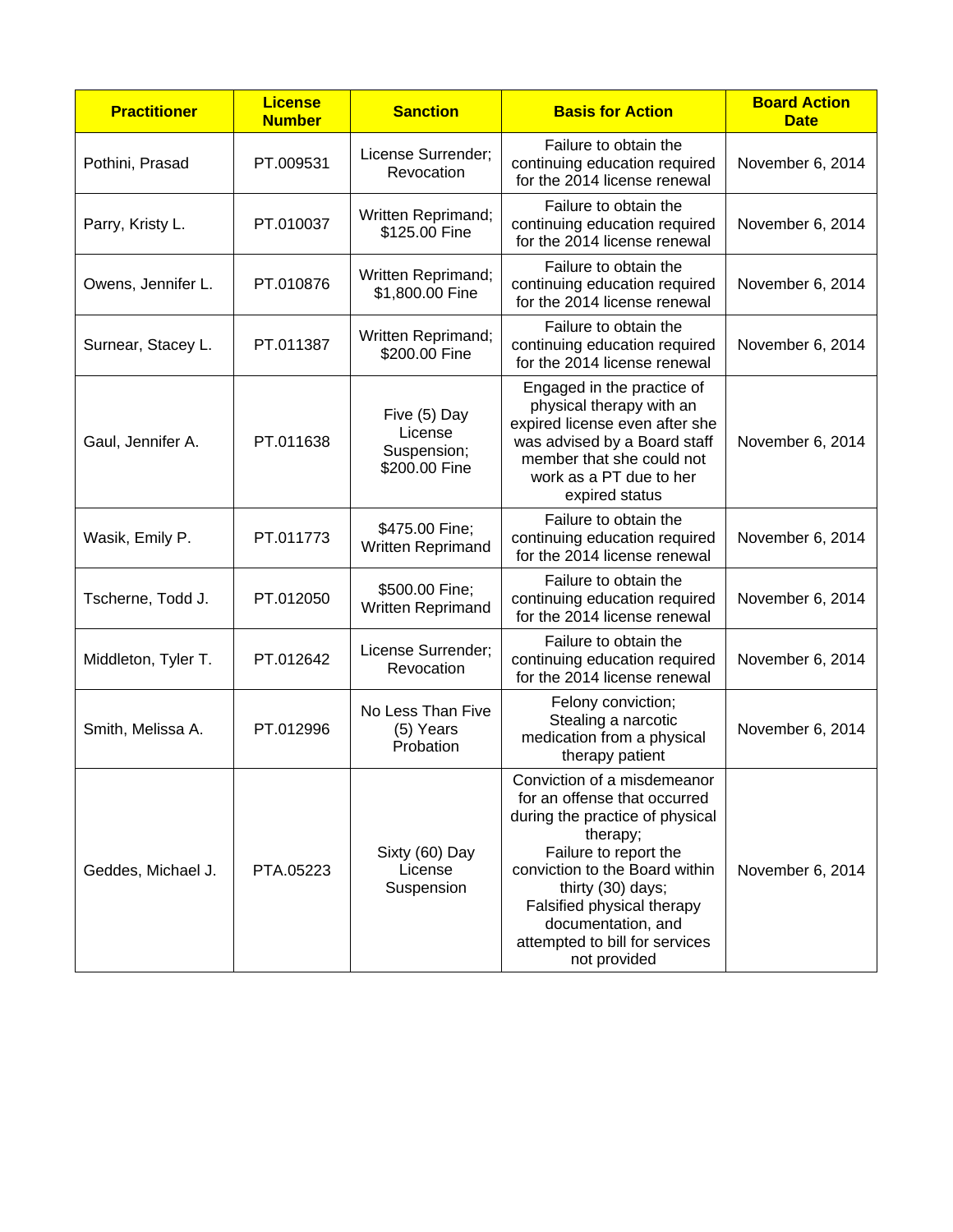| Practitioner | License Number | Sanction | Basis for Action | Board Action Date |
|---|---|---|---|---|
| Pothini, Prasad | PT.009531 | License Surrender; Revocation | Failure to obtain the continuing education required for the 2014 license renewal | November 6, 2014 |
| Parry, Kristy L. | PT.010037 | Written Reprimand; $125.00 Fine | Failure to obtain the continuing education required for the 2014 license renewal | November 6, 2014 |
| Owens, Jennifer L. | PT.010876 | Written Reprimand; $1,800.00 Fine | Failure to obtain the continuing education required for the 2014 license renewal | November 6, 2014 |
| Surnear, Stacey L. | PT.011387 | Written Reprimand; $200.00 Fine | Failure to obtain the continuing education required for the 2014 license renewal | November 6, 2014 |
| Gaul, Jennifer A. | PT.011638 | Five (5) Day License Suspension; $200.00 Fine | Engaged in the practice of physical therapy with an expired license even after she was advised by a Board staff member that she could not work as a PT due to her expired status | November 6, 2014 |
| Wasik, Emily P. | PT.011773 | $475.00 Fine; Written Reprimand | Failure to obtain the continuing education required for the 2014 license renewal | November 6, 2014 |
| Tscherne, Todd J. | PT.012050 | $500.00 Fine; Written Reprimand | Failure to obtain the continuing education required for the 2014 license renewal | November 6, 2014 |
| Middleton, Tyler T. | PT.012642 | License Surrender; Revocation | Failure to obtain the continuing education required for the 2014 license renewal | November 6, 2014 |
| Smith, Melissa A. | PT.012996 | No Less Than Five (5) Years Probation | Felony conviction; Stealing a narcotic medication from a physical therapy patient | November 6, 2014 |
| Geddes, Michael J. | PTA.05223 | Sixty (60) Day License Suspension | Conviction of a misdemeanor for an offense that occurred during the practice of physical therapy; Failure to report the conviction to the Board within thirty (30) days; Falsified physical therapy documentation, and attempted to bill for services not provided | November 6, 2014 |